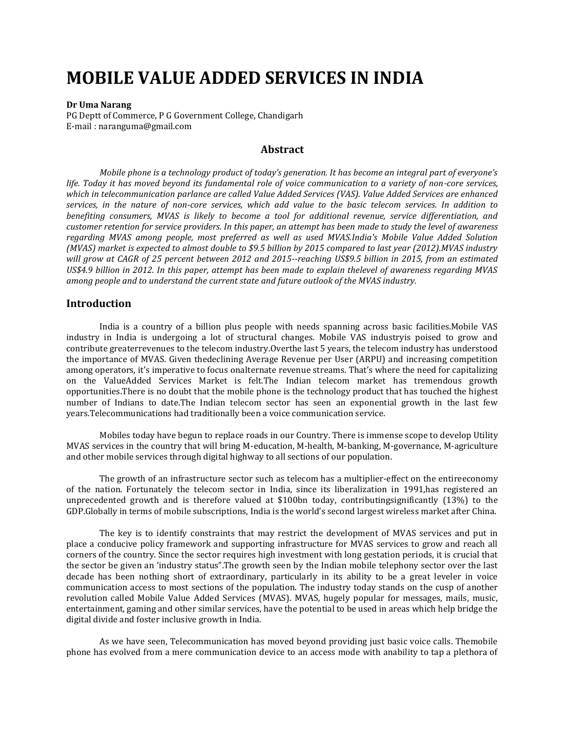# MOBILE VALUE ADDED SERVICES IN INDIA

**Dr Uma Narang**
PG Deptt of Commerce, P G Government College, Chandigarh
E-mail : naranguma@gmail.com

## Abstract

*Mobile phone is a technology product of today's generation. It has become an integral part of everyone's life. Today it has moved beyond its fundamental role of voice communication to a variety of non-core services, which in telecommunication parlance are called Value Added Services (VAS). Value Added Services are enhanced services, in the nature of non-core services, which add value to the basic telecom services. In addition to benefiting consumers, MVAS is likely to become a tool for additional revenue, service differentiation, and customer retention for service providers. In this paper, an attempt has been made to study the level of awareness regarding MVAS among people, most preferred as well as used MVAS.India's Mobile Value Added Solution (MVAS) market is expected to almost double to $9.5 billion by 2015 compared to last year (2012).MVAS industry will grow at CAGR of 25 percent between 2012 and 2015--reaching US$9.5 billion in 2015, from an estimated US$4.9 billion in 2012. In this paper, attempt has been made to explain thelevel of awareness regarding MVAS among people and to understand the current state and future outlook of the MVAS industry.*

## Introduction

India is a country of a billion plus people with needs spanning across basic facilities.Mobile VAS industry in India is undergoing a lot of structural changes. Mobile VAS industryis poised to grow and contribute greaterrevenues to the telecom industry.Overthe last 5 years, the telecom industry has understood the importance of MVAS. Given thedeclining Average Revenue per User (ARPU) and increasing competition among operators, it's imperative to focus onalternate revenue streams. That's where the need for capitalizing on the ValueAdded Services Market is felt.The Indian telecom market has tremendous growth opportunities.There is no doubt that the mobile phone is the technology product that has touched the highest number of Indians to date.The Indian telecom sector has seen an exponential growth in the last few years.Telecommunications had traditionally been a voice communication service.

Mobiles today have begun to replace roads in our Country. There is immense scope to develop Utility MVAS services in the country that will bring M-education, M-health, M-banking, M-governance, M-agriculture and other mobile services through digital highway to all sections of our population.

The growth of an infrastructure sector such as telecom has a multiplier-effect on the entireeconomy of the nation. Fortunately the telecom sector in India, since its liberalization in 1991,has registered an unprecedented growth and is therefore valued at $100bn today, contributingsignificantly (13%) to the GDP.Globally in terms of mobile subscriptions, India is the world's second largest wireless market after China.

The key is to identify constraints that may restrict the development of MVAS services and put in place a conducive policy framework and supporting infrastructure for MVAS services to grow and reach all corners of the country. Since the sector requires high investment with long gestation periods, it is crucial that the sector be given an 'industry status".The growth seen by the Indian mobile telephony sector over the last decade has been nothing short of extraordinary, particularly in its ability to be a great leveler in voice communication access to most sections of the population. The industry today stands on the cusp of another revolution called Mobile Value Added Services (MVAS). MVAS, hugely popular for messages, mails, music, entertainment, gaming and other similar services, have the potential to be used in areas which help bridge the digital divide and foster inclusive growth in India.

As we have seen, Telecommunication has moved beyond providing just basic voice calls. Themobile phone has evolved from a mere communication device to an access mode with anability to tap a plethora of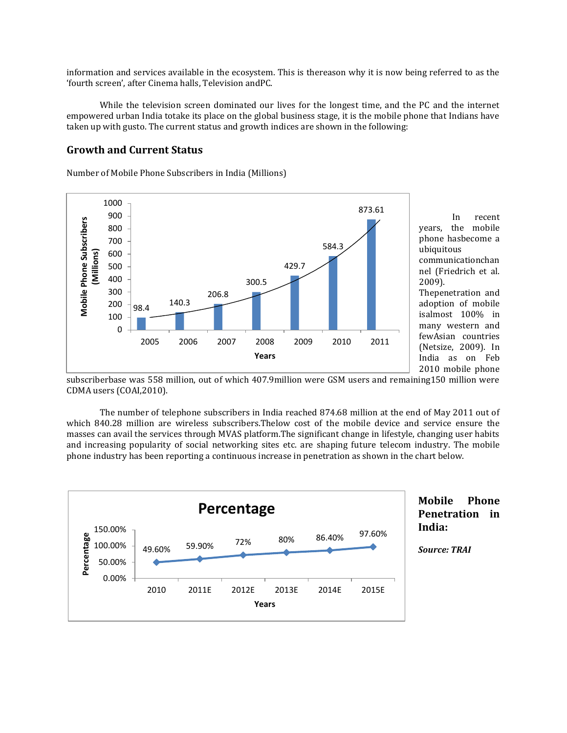information and services available in the ecosystem. This is thereason why it is now being referred to as the 'fourth screen', after Cinema halls, Television andPC.

While the television screen dominated our lives for the longest time, and the PC and the internet empowered urban India totake its place on the global business stage, it is the mobile phone that Indians have taken up with gusto. The current status and growth indices are shown in the following:

## Growth and Current Status

Number of Mobile Phone Subscribers in India (Millions)

| Years | Mobile Phone Subscribers (Millions) |
|---|---|
| 2005 | 98.4 |
| 2006 | 140.3 |
| 2007 | 206.8 |
| 2008 | 300.5 |
| 2009 | 429.7 |
| 2010 | 584.3 |
| 2011 | 873.61 |

In recent years, the mobile phone hasbecome a ubiquitous communicationchannel (Friedrich et al. 2009). Thepenetration and adoption of mobile isalmost 100% in many western and fewAsian countries (Netsize, 2009). In India as on Feb 2010 mobile phone subscriberbase was 558 million, out of which 407.9million were GSM users and remaining150 million were CDMA users (COAI,2010).

The number of telephone subscribers in India reached 874.68 million at the end of May 2011 out of which 840.28 million are wireless subscribers.Thelow cost of the mobile device and service ensure the masses can avail the services through MVAS platform.The significant change in lifestyle, changing user habits and increasing popularity of social networking sites etc. are shaping future telecom industry. The mobile phone industry has been reporting a continuous increase in penetration as shown in the chart below.

**Percentage**

| Years | Percentage |
|---|---|
| 2010 | 49.60% |
| 2011E | 59.90% |
| 2012E | 72% |
| 2013E | 80% |
| 2014E | 86.40% |
| 2015E | 97.60% |

**Mobile Phone Penetration in India:**

***Source: TRAI***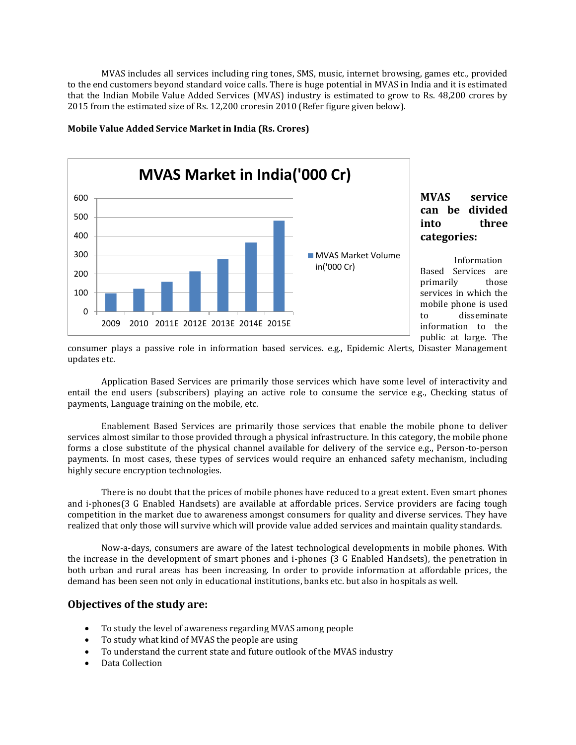MVAS includes all services including ring tones, SMS, music, internet browsing, games etc., provided to the end customers beyond standard voice calls. There is huge potential in MVAS in India and it is estimated that the Indian Mobile Value Added Services (MVAS) industry is estimated to grow to Rs. 48,200 crores by 2015 from the estimated size of Rs. 12,200 croresin 2010 (Refer figure given below).

**Mobile Value Added Service Market in India (Rs. Crores)**

**MVAS service can be divided into three categories:**

Information Based Services are primarily those services in which the mobile phone is used to disseminate information to the public at large. The consumer plays a passive role in information based services. e.g., Epidemic Alerts, Disaster Management updates etc.

Application Based Services are primarily those services which have some level of interactivity and entail the end users (subscribers) playing an active role to consume the service e.g., Checking status of payments, Language training on the mobile, etc.

Enablement Based Services are primarily those services that enable the mobile phone to deliver services almost similar to those provided through a physical infrastructure. In this category, the mobile phone forms a close substitute of the physical channel available for delivery of the service e.g., Person-to-person payments. In most cases, these types of services would require an enhanced safety mechanism, including highly secure encryption technologies.

There is no doubt that the prices of mobile phones have reduced to a great extent. Even smart phones and i-phones(3 G Enabled Handsets) are available at affordable prices. Service providers are facing tough competition in the market due to awareness amongst consumers for quality and diverse services. They have realized that only those will survive which will provide value added services and maintain quality standards.

Now-a-days, consumers are aware of the latest technological developments in mobile phones. With the increase in the development of smart phones and i-phones (3 G Enabled Handsets), the penetration in both urban and rural areas has been increasing. In order to provide information at affordable prices, the demand has been seen not only in educational institutions, banks etc. but also in hospitals as well.

## Objectives of the study are:

- To study the level of awareness regarding MVAS among people
- To study what kind of MVAS the people are using
- To understand the current state and future outlook of the MVAS industry
- Data Collection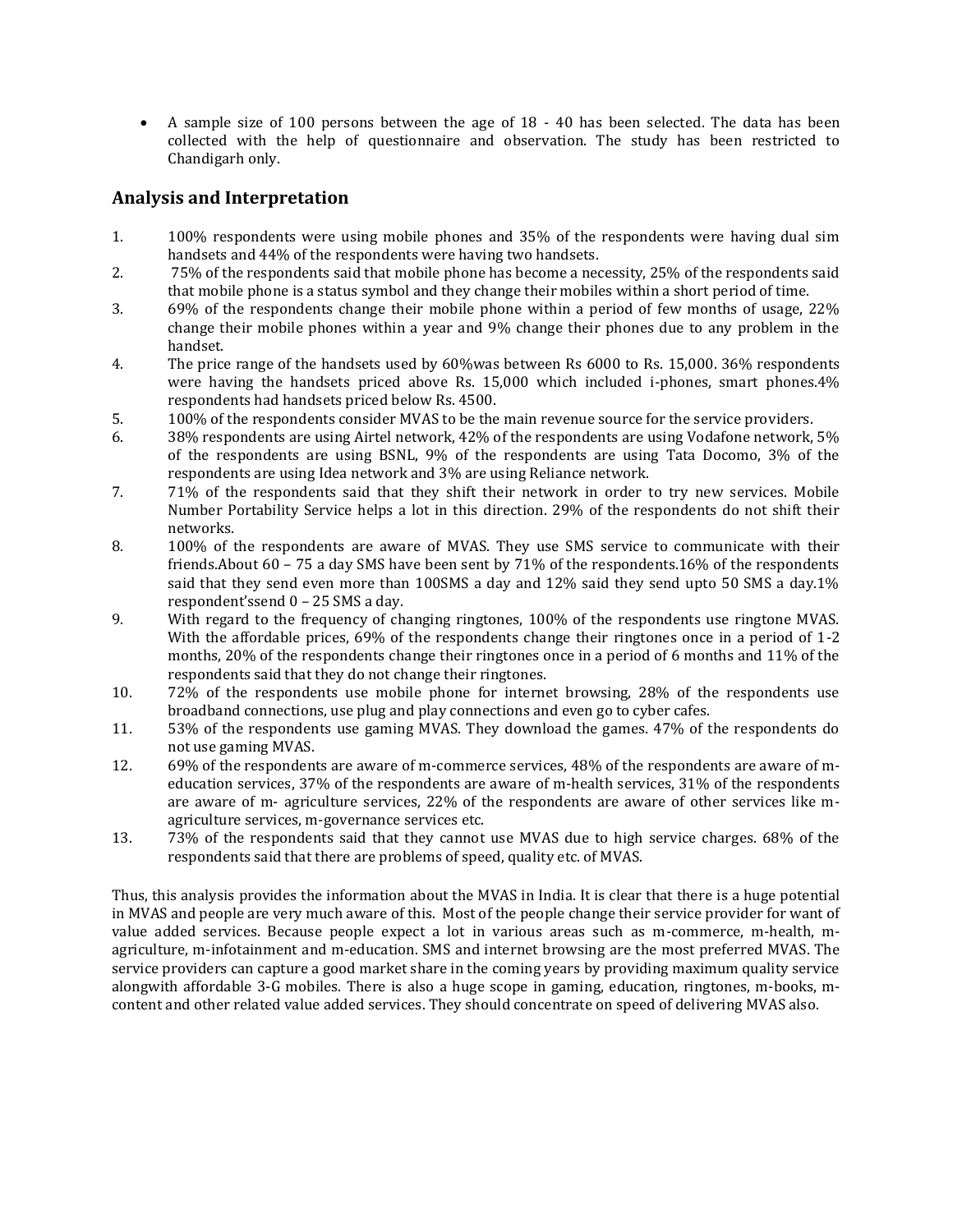- A sample size of 100 persons between the age of 18 - 40 has been selected. The data has been collected with the help of questionnaire and observation. The study has been restricted to Chandigarh only.

## Analysis and Interpretation

1. 100% respondents were using mobile phones and 35% of the respondents were having dual sim handsets and 44% of the respondents were having two handsets.
2. 75% of the respondents said that mobile phone has become a necessity, 25% of the respondents said that mobile phone is a status symbol and they change their mobiles within a short period of time.
3. 69% of the respondents change their mobile phone within a period of few months of usage, 22% change their mobile phones within a year and 9% change their phones due to any problem in the handset.
4. The price range of the handsets used by 60%was between Rs 6000 to Rs. 15,000. 36% respondents were having the handsets priced above Rs. 15,000 which included i-phones, smart phones.4% respondents had handsets priced below Rs. 4500.
5. 100% of the respondents consider MVAS to be the main revenue source for the service providers.
6. 38% respondents are using Airtel network, 42% of the respondents are using Vodafone network, 5% of the respondents are using BSNL, 9% of the respondents are using Tata Docomo, 3% of the respondents are using Idea network and 3% are using Reliance network.
7. 71% of the respondents said that they shift their network in order to try new services. Mobile Number Portability Service helps a lot in this direction. 29% of the respondents do not shift their networks.
8. 100% of the respondents are aware of MVAS. They use SMS service to communicate with their friends.About 60 – 75 a day SMS have been sent by 71% of the respondents.16% of the respondents said that they send even more than 100SMS a day and 12% said they send upto 50 SMS a day.1% respondent'ssend 0 – 25 SMS a day.
9. With regard to the frequency of changing ringtones, 100% of the respondents use ringtone MVAS. With the affordable prices, 69% of the respondents change their ringtones once in a period of 1-2 months, 20% of the respondents change their ringtones once in a period of 6 months and 11% of the respondents said that they do not change their ringtones.
10. 72% of the respondents use mobile phone for internet browsing, 28% of the respondents use broadband connections, use plug and play connections and even go to cyber cafes.
11. 53% of the respondents use gaming MVAS. They download the games. 47% of the respondents do not use gaming MVAS.
12. 69% of the respondents are aware of m-commerce services, 48% of the respondents are aware of m-education services, 37% of the respondents are aware of m-health services, 31% of the respondents are aware of m- agriculture services, 22% of the respondents are aware of other services like m-agriculture services, m-governance services etc.
13. 73% of the respondents said that they cannot use MVAS due to high service charges. 68% of the respondents said that there are problems of speed, quality etc. of MVAS.

Thus, this analysis provides the information about the MVAS in India. It is clear that there is a huge potential in MVAS and people are very much aware of this. Most of the people change their service provider for want of value added services. Because people expect a lot in various areas such as m-commerce, m-health, m-agriculture, m-infotainment and m-education. SMS and internet browsing are the most preferred MVAS. The service providers can capture a good market share in the coming years by providing maximum quality service alongwith affordable 3-G mobiles. There is also a huge scope in gaming, education, ringtones, m-books, m-content and other related value added services. They should concentrate on speed of delivering MVAS also.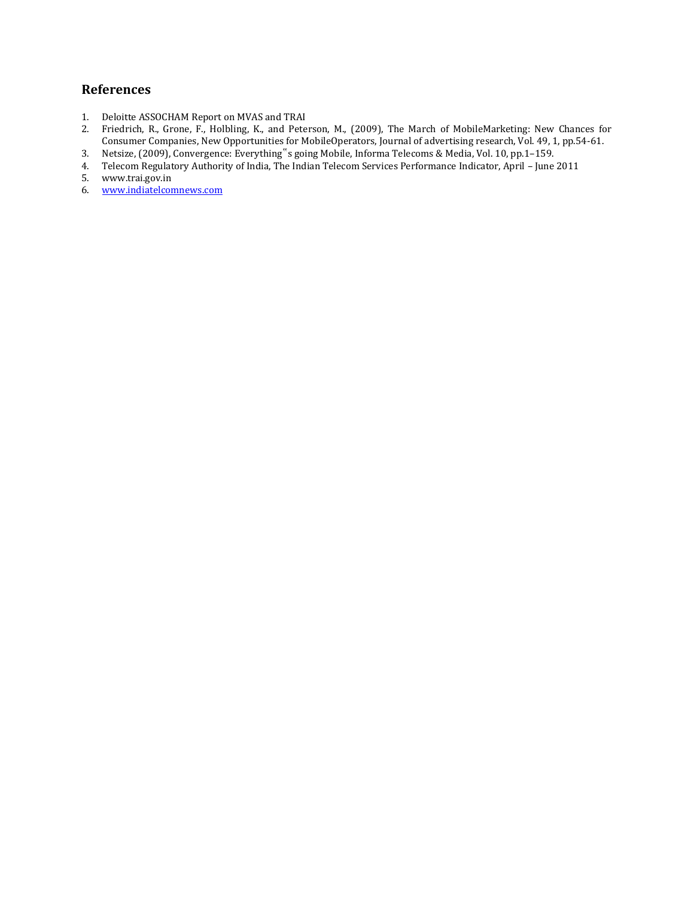## References

1. Deloitte ASSOCHAM Report on MVAS and TRAI
2. Friedrich, R., Grone, F., Holbling, K., and Peterson, M., (2009), The March of MobileMarketing: New Chances for Consumer Companies, New Opportunities for MobileOperators, Journal of advertising research, Vol. 49, 1, pp.54-61.
3. Netsize, (2009), Convergence: Everything"s going Mobile, Informa Telecoms & Media, Vol. 10, pp.1–159.
4. Telecom Regulatory Authority of India, The Indian Telecom Services Performance Indicator, April – June 2011
5. www.trai.gov.in
6. www.indiatelcomnews.com